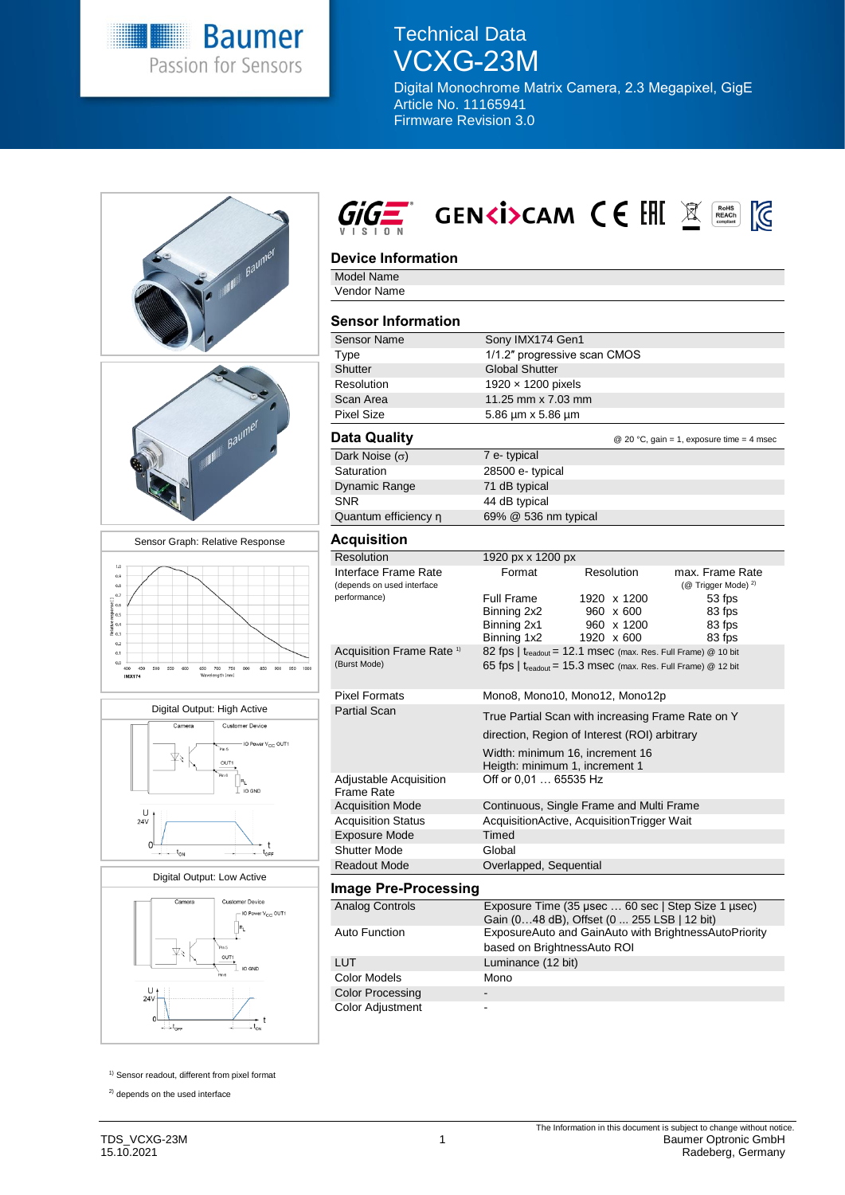# Technical Data VCXG-23M

Digital Monochrome Matrix Camera, 2.3 Megapixel, GigE
Article No. 11165941
Firmware Revision 3.0

## Device Information

| | |
|---|---|
| Model Name | |
| Vendor Name | |

## Sensor Information

| | |
|---|---|
| Sensor Name | Sony IMX174 Gen1 |
| Type | 1/1.2″ progressive scan CMOS |
| Shutter | Global Shutter |
| Resolution | 1920 × 1200 pixels |
| Scan Area | 11.25 mm x 7.03 mm |
| Pixel Size | 5.86 µm x 5.86 µm |

## Data Quality

@ 20 °C, gain = 1, exposure time = 4 msec

| | |
|---|---|
| Dark Noise (σ) | 7 e- typical |
| Saturation | 28500 e- typical |
| Dynamic Range | 71 dB typical |
| SNR | 44 dB typical |
| Quantum efficiency η | 69% @ 536 nm typical |

## Acquisition

| | | | |
|---|---|---|---|
| Resolution | 1920 px x 1200 px | | |
| Interface Frame Rate (depends on used interface performance) | Format | Resolution | max. Frame Rate (@ Trigger Mode) [2] |
| | Full Frame | 1920 x 1200 | 53 fps |
| | Binning 2x2 | 960 x 600 | 83 fps |
| | Binning 2x1 | 960 x 1200 | 83 fps |
| | Binning 1x2 | 1920 x 600 | 83 fps |
| Acquisition Frame Rate [1] (Burst Mode) | 82 fps \| $t_{readout}$ = 12.1 msec (max. Res. Full Frame) @ 10 bit<br>65 fps \| $t_{readout}$ = 15.3 msec (max. Res. Full Frame) @ 12 bit | | |
| Pixel Formats | Mono8, Mono10, Mono12, Mono12p | | |
| Partial Scan | True Partial Scan with increasing Frame Rate on Y direction, Region of Interest (ROI) arbitrary<br>Width: minimum 16, increment 16<br>Heigth: minimum 1, increment 1 | | |
| Adjustable Acquisition Frame Rate | Off or 0,01 … 65535 Hz | | |
| Acquisition Mode | Continuous, Single Frame and Multi Frame | | |
| Acquisition Status | AcquisitionActive, AcquisitionTrigger Wait | | |
| Exposure Mode | Timed | | |
| Shutter Mode | Global | | |
| Readout Mode | Overlapped, Sequential | | |

## Image Pre-Processing

| | |
|---|---|
| Analog Controls | Exposure Time (35 µsec … 60 sec \| Step Size 1 µsec)<br>Gain (0…48 dB), Offset (0 ... 255 LSB \| 12 bit) |
| Auto Function | ExposureAuto and GainAuto with BrightnessAutoPriority based on BrightnessAuto ROI |
| LUT | Luminance (12 bit) |
| Color Models | Mono |
| Color Processing | - |
| Color Adjustment | - |

Sensor Graph: Relative Response

Digital Output: High Active

Digital Output: Low Active

[1] Sensor readout, different from pixel format

[2] depends on the used interface

TDS_VCXG-23M
15.10.2021

The Information in this document is subject to change without notice.
Baumer Optronic GmbH
Radeberg, Germany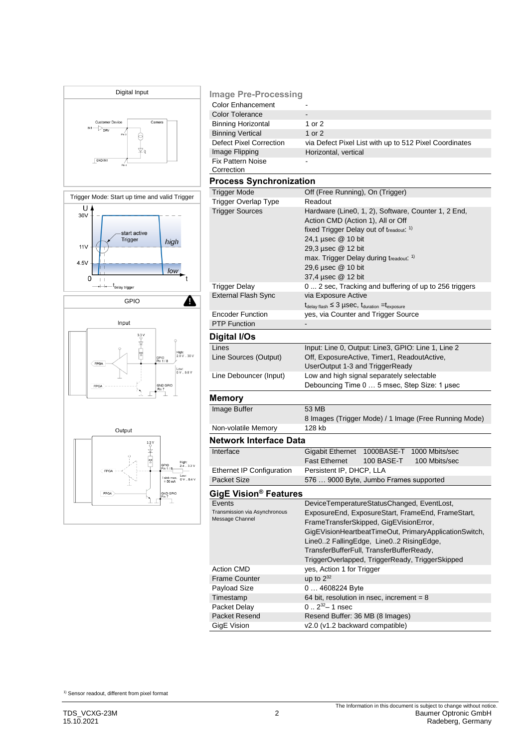**Digital Input**

**Trigger Mode: Start up time and valid Trigger**

**GPIO**

Input

Output

## Image Pre-Processing

| | |
|---|---|
| Color Enhancement | - |
| Color Tolerance | - |
| Binning Horizontal | 1 or 2 |
| Binning Vertical | 1 or 2 |
| Defect Pixel Correction | via Defect Pixel List with up to 512 Pixel Coordinates |
| Image Flipping | Horizontal, vertical |
| Fix Pattern Noise Correction | - |

## Process Synchronization

| | |
|---|---|
| Trigger Mode | Off (Free Running), On (Trigger) |
| Trigger Overlap Type | Readout |
| Trigger Sources | Hardware (Line0, 1, 2), Software, Counter 1, 2 End, Action CMD (Action 1), All or Off<br>fixed Trigger Delay out of $t_{readout}$: [1]<br>24,1 µsec @ 10 bit<br>29,3 µsec @ 12 bit<br>max. Trigger Delay during $t_{readout}$: [1]<br>29,6 µsec @ 10 bit<br>37,4 µsec @ 12 bit |
| Trigger Delay | 0 ... 2 sec, Tracking and buffering of up to 256 triggers |
| External Flash Sync | via Exposure Active<br>$t_{delay\ flash} \leq 3$ µsec, $t_{duration} = t_{exposure}$ |
| Encoder Function | yes, via Counter and Trigger Source |
| PTP Function | - |

## Digital I/Os

| | |
|---|---|
| Lines | Input: Line 0, Output: Line3, GPIO: Line 1, Line 2 |
| Line Sources (Output) | Off, ExposureActive, Timer1, ReadoutActive, UserOutput 1-3 and TriggerReady |
| Line Debouncer (Input) | Low and high signal separately selectable<br>Debouncing Time 0 … 5 msec, Step Size: 1 µsec |

## Memory

| | |
|---|---|
| Image Buffer | 53 MB<br>8 Images (Trigger Mode) / 1 Image (Free Running Mode) |
| Non-volatile Memory | 128 kb |

## Network Interface Data

| | |
|---|---|
| Interface | Gigabit Ethernet 1000BASE-T 1000 Mbits/sec<br>Fast Ethernet 100 BASE-T 100 Mbits/sec |
| Ethernet IP Configuration | Persistent IP, DHCP, LLA |
| Packet Size | 576 … 9000 Byte, Jumbo Frames supported |

## GigE Vision® Features

| | |
|---|---|
| Events<br>Transmission via Asynchronous Message Channel | DeviceTemperatureStatusChanged, EventLost, ExposureEnd, ExposureStart, FrameEnd, FrameStart, FrameTransferSkipped, GigEVisionError, GigEVisionHeartbeatTimeOut, PrimaryApplicationSwitch, Line0..2 FallingEdge, Line0..2 RisingEdge, TransferBufferFull, TransferBufferReady, TriggerOverlapped, TriggerReady, TriggerSkipped |
| Action CMD | yes, Action 1 for Trigger |
| Frame Counter | up to $2^{32}$ |
| Payload Size | 0 … 4608224 Byte |
| Timestamp | 64 bit, resolution in nsec, increment = 8 |
| Packet Delay | 0 .. $2^{32}$ – 1 nsec |
| Packet Resend | Resend Buffer: 36 MB (8 Images) |
| GigE Vision | v2.0 (v1.2 backward compatible) |

[1] Sensor readout, different from pixel format

TDS_VCXG-23M
15.10.2021

The Information in this document is subject to change without notice.
Baumer Optronic GmbH
Radeberg, Germany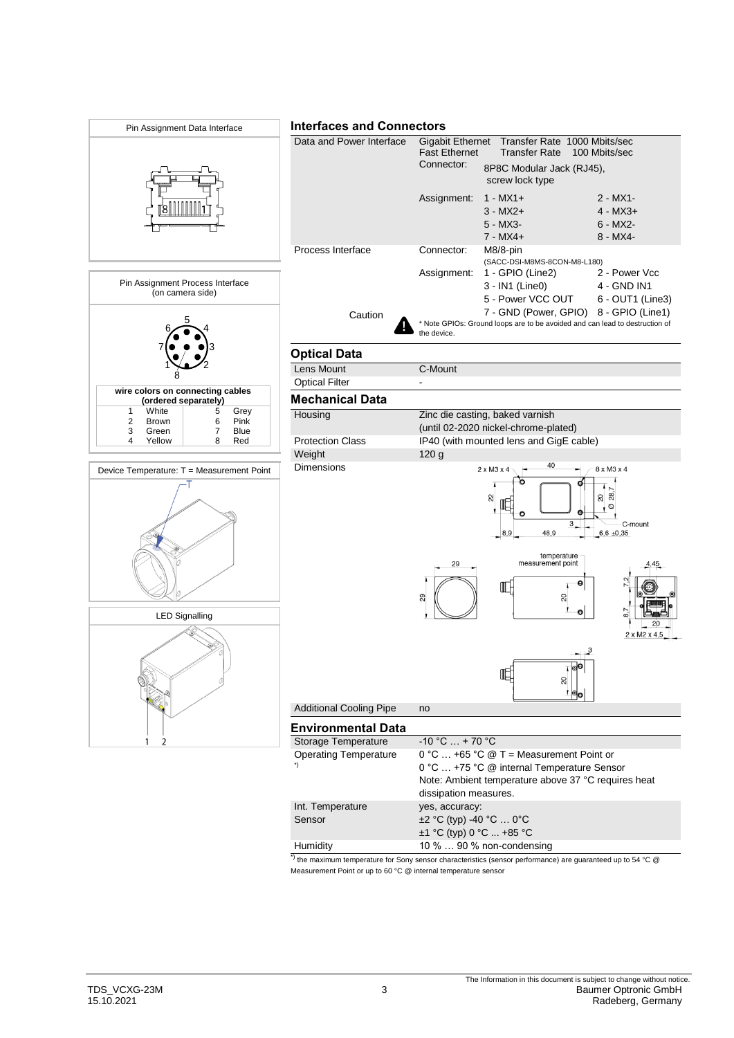Pin Assignment Data Interface

Pin Assignment Process Interface (on camera side)

| wire colors on connecting cables (ordered separately) | | | |
|---|---|---|---|
| 1 | White | 5 | Grey |
| 2 | Brown | 6 | Pink |
| 3 | Green | 7 | Blue |
| 4 | Yellow | 8 | Red |

Device Temperature: T = Measurement Point

LED Signalling

## Interfaces and Connectors

| | | | |
|---|---|---|---|
| Data and Power Interface | Gigabit Ethernet | Transfer Rate 1000 Mbits/sec | |
| | Fast Ethernet | Transfer Rate 100 Mbits/sec | |
| | Connector: | 8P8C Modular Jack (RJ45), screw lock type | |
| | Assignment: | 1 - MX1+ | 2 - MX1- |
| | | 3 - MX2+ | 4 - MX3+ |
| | | 5 - MX3- | 6 - MX2- |
| | | 7 - MX4+ | 8 - MX4- |
| Process Interface | Connector: | M8/8-pin (SACC-DSI-M8MS-8CON-M8-L180) | |
| | Assignment: | 1 - GPIO (Line2) | 2 - Power Vcc |
| | | 3 - IN1 (Line0) | 4 - GND IN1 |
| | | 5 - Power VCC OUT | 6 - OUT1 (Line3) |
| Caution | | 7 - GND (Power, GPIO) | 8 - GPIO (Line1) |

* Note GPIOs: Ground loops are to be avoided and can lead to destruction of the device.

## Optical Data

| | |
|---|---|
| Lens Mount | C-Mount |
| Optical Filter | - |

## Mechanical Data

| | |
|---|---|
| Housing | Zinc die casting, baked varnish (until 02-2020 nickel-chrome-plated) |
| Protection Class | IP40 (with mounted lens and GigE cable) |
| Weight | 120 g |
| Dimensions | |
| Additional Cooling Pipe | no |

## Environmental Data

| | |
|---|---|
| Storage Temperature | -10 °C … + 70 °C |
| Operating Temperature *) | 0 °C … +65 °C @ T = Measurement Point or<br>0 °C … +75 °C @ internal Temperature Sensor<br>Note: Ambient temperature above 37 °C requires heat dissipation measures. |
| Int. Temperature Sensor | yes, accuracy:<br>±2 °C (typ) -40 °C … 0°C<br>±1 °C (typ) 0 °C ... +85 °C |
| Humidity | 10 % … 90 % non-condensing |

*) the maximum temperature for Sony sensor characteristics (sensor performance) are guaranteed up to 54 °C @ Measurement Point or up to 60 °C @ internal temperature sensor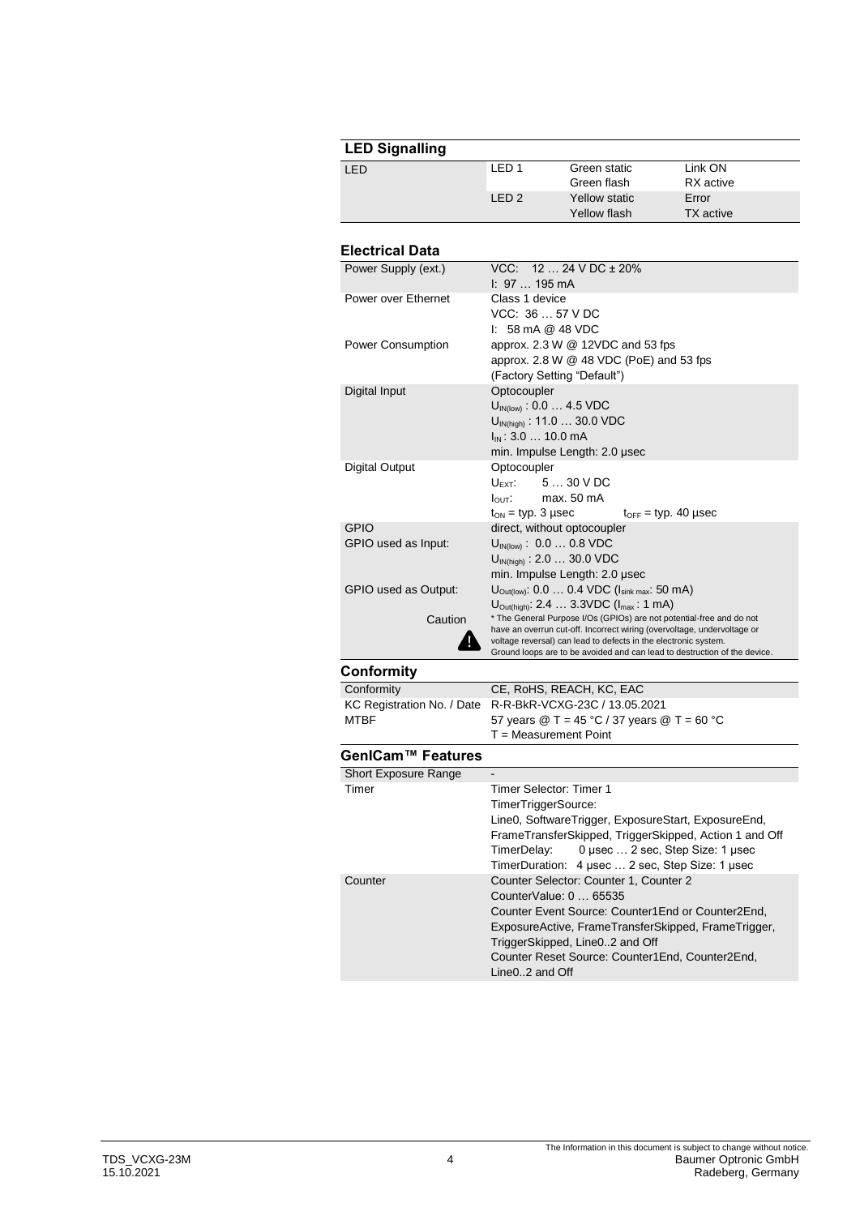## LED Signalling

| LED | | | |
|---|---|---|---|
| LED | LED 1 | Green static<br>Green flash | Link ON<br>RX active |
| | LED 2 | Yellow static<br>Yellow flash | Error<br>TX active |

## Electrical Data

| | |
|---|---|
| Power Supply (ext.) | VCC: 12 … 24 V DC ± 20%<br>I: 97 … 195 mA |
| Power over Ethernet | Class 1 device<br>VCC: 36 … 57 V DC<br>I: 58 mA @ 48 VDC |
| Power Consumption | approx. 2.3 W @ 12VDC and 53 fps<br>approx. 2.8 W @ 48 VDC (PoE) and 53 fps<br>(Factory Setting "Default") |
| Digital Input | Optocoupler<br>$U_{IN(low)}$ : 0.0 … 4.5 VDC<br>$U_{IN(high)}$ : 11.0 … 30.0 VDC<br>$I_{IN}$ : 3.0 … 10.0 mA<br>min. Impulse Length: 2.0 µsec |
| Digital Output | Optocoupler<br>$U_{EXT}$: 5 … 30 V DC<br>$I_{OUT}$: max. 50 mA<br>$t_{ON}$ = typ. 3 µsec $t_{OFF}$ = typ. 40 µsec |
| GPIO | direct, without optocoupler |
| GPIO used as Input: | $U_{IN(low)}$ : 0.0 … 0.8 VDC<br>$U_{IN(high)}$ : 2.0 … 30.0 VDC<br>min. Impulse Length: 2.0 µsec |
| GPIO used as Output: | $U_{Out(low)}$: 0.0 … 0.4 VDC ($I_{sink\ max}$: 50 mA)<br>$U_{Out(high)}$: 2.4 … 3.3VDC ($I_{max}$ : 1 mA) |
| Caution | * The General Purpose I/Os (GPIOs) are not potential-free and do not have an overrun cut-off. Incorrect wiring (overvoltage, undervoltage or voltage reversal) can lead to defects in the electronic system. Ground loops are to be avoided and can lead to destruction of the device. |

## Conformity

| | |
|---|---|
| Conformity | CE, RoHS, REACH, KC, EAC |
| KC Registration No. / Date | R-R-BkR-VCXG-23C / 13.05.2021 |
| MTBF | 57 years @ T = 45 °C / 37 years @ T = 60 °C<br>T = Measurement Point |

## GenICam™ Features

| | |
|---|---|
| Short Exposure Range | - |
| Timer | Timer Selector: Timer 1<br>TimerTriggerSource:<br>Line0, SoftwareTrigger, ExposureStart, ExposureEnd, FrameTransferSkipped, TriggerSkipped, Action 1 and Off<br>TimerDelay: 0 µsec … 2 sec, Step Size: 1 µsec<br>TimerDuration: 4 µsec … 2 sec, Step Size: 1 µsec |
| Counter | Counter Selector: Counter 1, Counter 2<br>CounterValue: 0 … 65535<br>Counter Event Source: Counter1End or Counter2End, ExposureActive, FrameTransferSkipped, FrameTrigger, TriggerSkipped, Line0..2 and Off<br>Counter Reset Source: Counter1End, Counter2End, Line0..2 and Off |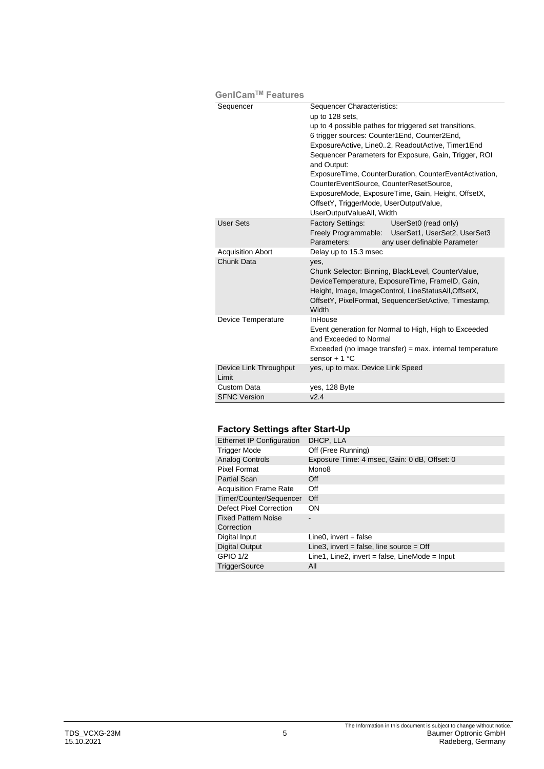## GenICam™ Features

| | |
|---|---|
| Sequencer | Sequencer Characteristics: up to 128 sets, up to 4 possible pathes for triggered set transitions, 6 trigger sources: Counter1End, Counter2End, ExposureActive, Line0..2, ReadoutActive, Timer1End Sequencer Parameters for Exposure, Gain, Trigger, ROI and Output: ExposureTime, CounterDuration, CounterEventActivation, CounterEventSource, CounterResetSource, ExposureMode, ExposureTime, Gain, Height, OffsetX, OffsetY, TriggerMode, UserOutputValue, UserOutputValueAll, Width |
| User Sets | Factory Settings: UserSet0 (read only) Freely Programmable: UserSet1, UserSet2, UserSet3 Parameters: any user definable Parameter |
| Acquisition Abort | Delay up to 15.3 msec |
| Chunk Data | yes, Chunk Selector: Binning, BlackLevel, CounterValue, DeviceTemperature, ExposureTime, FrameID, Gain, Height, Image, ImageControl, LineStatusAll,OffsetX, OffsetY, PixelFormat, SequencerSetActive, Timestamp, Width |
| Device Temperature | InHouse Event generation for Normal to High, High to Exceeded and Exceeded to Normal Exceeded (no image transfer) = max. internal temperature sensor + 1 °C |
| Device Link Throughput Limit | yes, up to max. Device Link Speed |
| Custom Data | yes, 128 Byte |
| SFNC Version | v2.4 |

## Factory Settings after Start-Up

| | |
|---|---|
| Ethernet IP Configuration | DHCP, LLA |
| Trigger Mode | Off (Free Running) |
| Analog Controls | Exposure Time: 4 msec, Gain: 0 dB, Offset: 0 |
| Pixel Format | Mono8 |
| Partial Scan | Off |
| Acquisition Frame Rate | Off |
| Timer/Counter/Sequencer | Off |
| Defect Pixel Correction | ON |
| Fixed Pattern Noise Correction | - |
| Digital Input | Line0, invert = false |
| Digital Output | Line3, invert = false, line source = Off |
| GPIO 1/2 | Line1, Line2, invert = false, LineMode = Input |
| TriggerSource | All |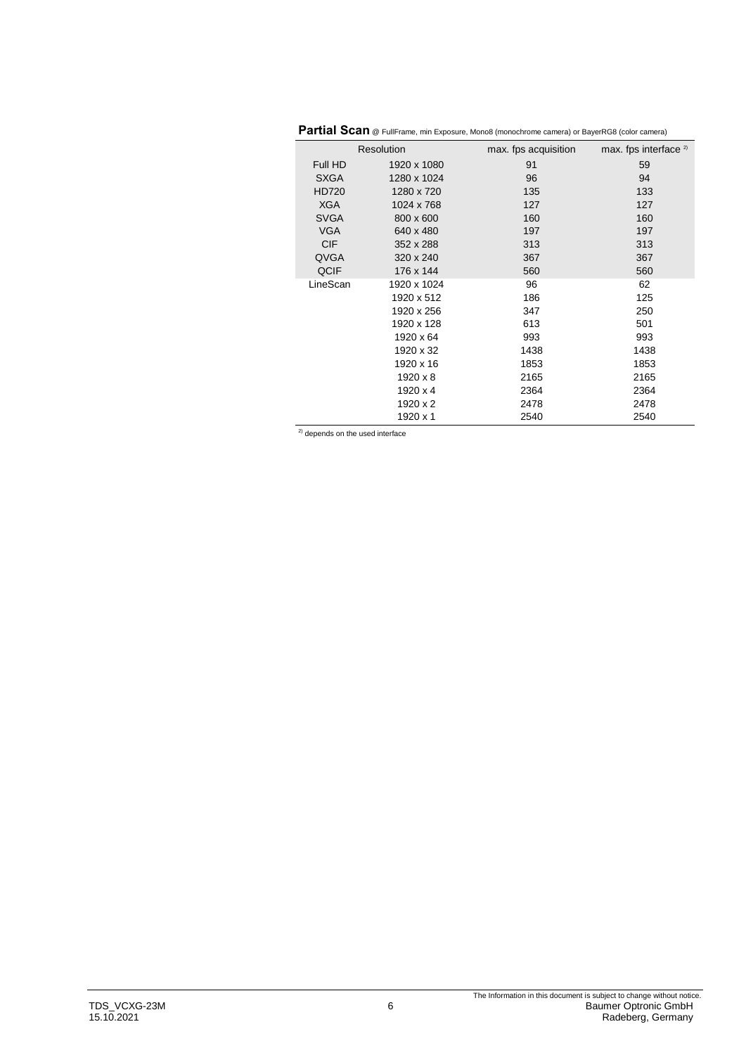**Partial Scan** @ FullFrame, min Exposure, Mono8 (monochrome camera) or BayerRG8 (color camera)

| Resolution | | max. fps acquisition | max. fps interface [2] |
|---|---|---|---|
| Full HD | 1920 x 1080 | 91 | 59 |
| SXGA | 1280 x 1024 | 96 | 94 |
| HD720 | 1280 x 720 | 135 | 133 |
| XGA | 1024 x 768 | 127 | 127 |
| SVGA | 800 x 600 | 160 | 160 |
| VGA | 640 x 480 | 197 | 197 |
| CIF | 352 x 288 | 313 | 313 |
| QVGA | 320 x 240 | 367 | 367 |
| QCIF | 176 x 144 | 560 | 560 |
| LineScan | 1920 x 1024 | 96 | 62 |
| | 1920 x 512 | 186 | 125 |
| | 1920 x 256 | 347 | 250 |
| | 1920 x 128 | 613 | 501 |
| | 1920 x 64 | 993 | 993 |
| | 1920 x 32 | 1438 | 1438 |
| | 1920 x 16 | 1853 | 1853 |
| | 1920 x 8 | 2165 | 2165 |
| | 1920 x 4 | 2364 | 2364 |
| | 1920 x 2 | 2478 | 2478 |
| | 1920 x 1 | 2540 | 2540 |

[2] depends on the used interface

TDS_VCXG-23M
15.10.2021

The Information in this document is subject to change without notice.
Baumer Optronic GmbH
Radeberg, Germany